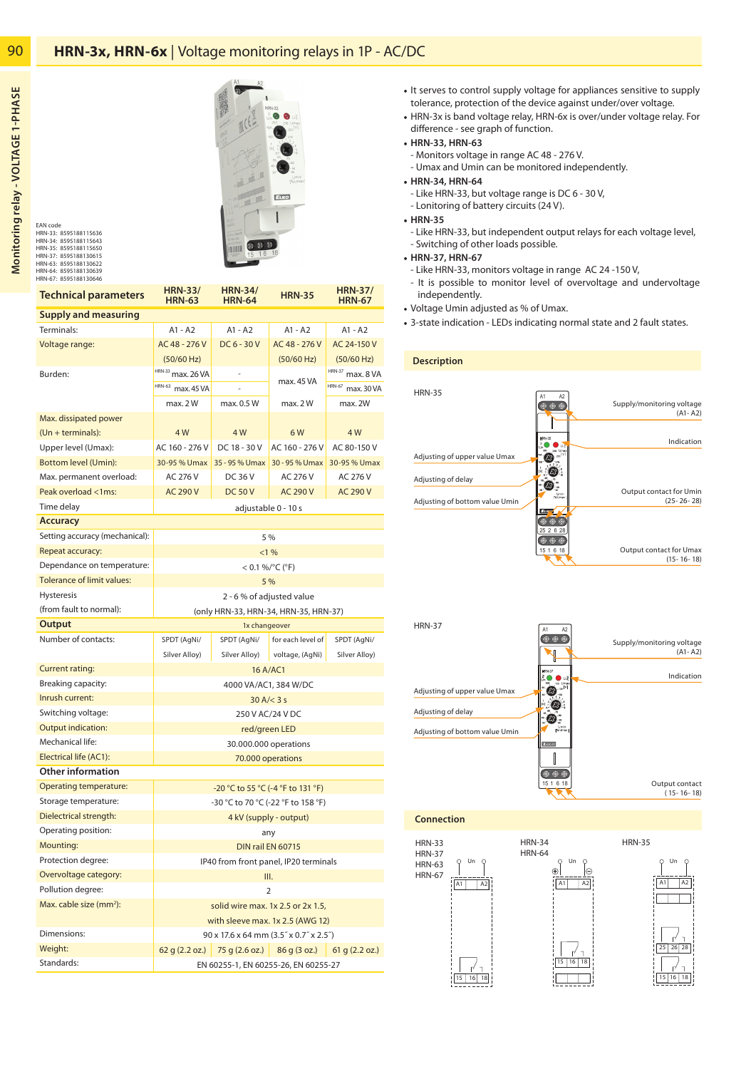# HRN-3x, HRN-6x | Voltage monitoring relays in 1P - AC/DC

Monitoring relay - VOLTAGE 1-PHASE

EAN code
HRN-33: 8595188115636
HRN-34: 8595188115643
HRN-35: 8595188115650
HRN-37: 8595188130615
HRN-63: 8595188130622
HRN-64: 8595188130639
HRN-67: 8595188130646

| Technical parameters | HRN-33/ HRN-63 | HRN-34/ HRN-64 | HRN-35 | HRN-37/ HRN-67 |
|---|---|---|---|---|
| **Supply and measuring** | | | | |
| Terminals: | A1 - A2 | A1 - A2 | A1 - A2 | A1 - A2 |
| Voltage range: | AC 48 - 276 V (50/60 Hz) | DC 6 - 30 V | AC 48 - 276 V (50/60 Hz) | AC 24-150 V (50/60 Hz) |
| Burden: | HRN-33 max. 26 VA / HRN-63 max. 45 VA | - / - | max. 45 VA | HRN-37 max. 8 VA / HRN-67 max. 30 VA |
| | max. 2 W | max. 0.5 W | max. 2 W | max. 2W |
| Max. dissipated power (Un + terminals): | 4 W | 4 W | 6 W | 4 W |
| Upper level (Umax): | AC 160 - 276 V | DC 18 - 30 V | AC 160 - 276 V | AC 80-150 V |
| Bottom level (Umin): | 30-95 % Umax | 35 - 95 % Umax | 30 - 95 % Umax | 30-95 % Umax |
| Max. permanent overload: | AC 276 V | DC 36 V | AC 276 V | AC 276 V |
| Peak overload <1ms: | AC 290 V | DC 50 V | AC 290 V | AC 290 V |
| Time delay | adjustable 0 - 10 s | | | |
| **Accuracy** | | | | |
| Setting accuracy (mechanical): | 5 % | | | |
| Repeat accuracy: | <1 % | | | |
| Dependance on temperature: | < 0.1 %/°C (°F) | | | |
| Tolerance of limit values: | 5 % | | | |
| Hysteresis (from fault to normal): | 2 - 6 % of adjusted value (only HRN-33, HRN-34, HRN-35, HRN-37) | | | |
| **Output** | 1x changeover | | | |
| Number of contacts: | SPDT (AgNi/ Silver Alloy) | SPDT (AgNi/ Silver Alloy) | for each level of voltage, (AgNi) | SPDT (AgNi/ Silver Alloy) |
| Current rating: | 16 A/AC1 | | | |
| Breaking capacity: | 4000 VA/AC1, 384 W/DC | | | |
| Inrush current: | 30 A/< 3 s | | | |
| Switching voltage: | 250 V AC/24 V DC | | | |
| Output indication: | red/green LED | | | |
| Mechanical life: | 30.000.000 operations | | | |
| Electrical life (AC1): | 70.000 operations | | | |
| **Other information** | | | | |
| Operating temperature: | -20 °C to 55 °C (-4 °F to 131 °F) | | | |
| Storage temperature: | -30 °C to 70 °C (-22 °F to 158 °F) | | | |
| Dielectrical strength: | 4 kV (supply - output) | | | |
| Operating position: | any | | | |
| Mounting: | DIN rail EN 60715 | | | |
| Protection degree: | IP40 from front panel, IP20 terminals | | | |
| Overvoltage category: | III. | | | |
| Pollution degree: | 2 | | | |
| Max. cable size (mm²): | solid wire max. 1x 2.5 or 2x 1.5, with sleeve max. 1x 2.5 (AWG 12) | | | |
| Dimensions: | 90 x 17.6 x 64 mm (3.5˝ x 0.7˝ x 2.5˝) | | | |
| Weight: | 62 g (2.2 oz.) | 75 g (2.6 oz.) | 86 g (3 oz.) | 61 g (2.2 oz.) |
| Standards: | EN 60255-1, EN 60255-26, EN 60255-27 | | | |

- It serves to control supply voltage for appliances sensitive to supply tolerance, protection of the device against under/over voltage.
- HRN-3x is band voltage relay, HRN-6x is over/under voltage relay. For difference - see graph of function.
- **HRN-33, HRN-63**
  - Monitors voltage in range AC 48 - 276 V.
  - Umax and Umin can be monitored independently.
- **HRN-34, HRN-64**
  - Like HRN-33, but voltage range is DC 6 - 30 V,
  - Lonitoring of battery circuits (24 V).
- **HRN-35**
  - Like HRN-33, but independent output relays for each voltage level,
  - Switching of other loads possible.
- **HRN-37, HRN-67**
  - Like HRN-33, monitors voltage in range AC 24 -150 V,
  - It is possible to monitor level of overvoltage and undervoltage independently.
- Voltage Umin adjusted as % of Umax.
- 3-state indication - LEDs indicating normal state and 2 fault states.

## Description

HRN-35

Supply/monitoring voltage (A1- A2)

Indication

Adjusting of upper value Umax

Adjusting of delay

Adjusting of bottom value Umin

Output contact for Umin (25- 26- 28)

Output contact for Umax (15- 16- 18)

HRN-37

Supply/monitoring voltage (A1- A2)

Indication

Adjusting of upper value Umax

Adjusting of delay

Adjusting of bottom value Umin

Output contact (15- 16- 18)

## Connection

HRN-33, HRN-37, HRN-63, HRN-67

HRN-34, HRN-64

HRN-35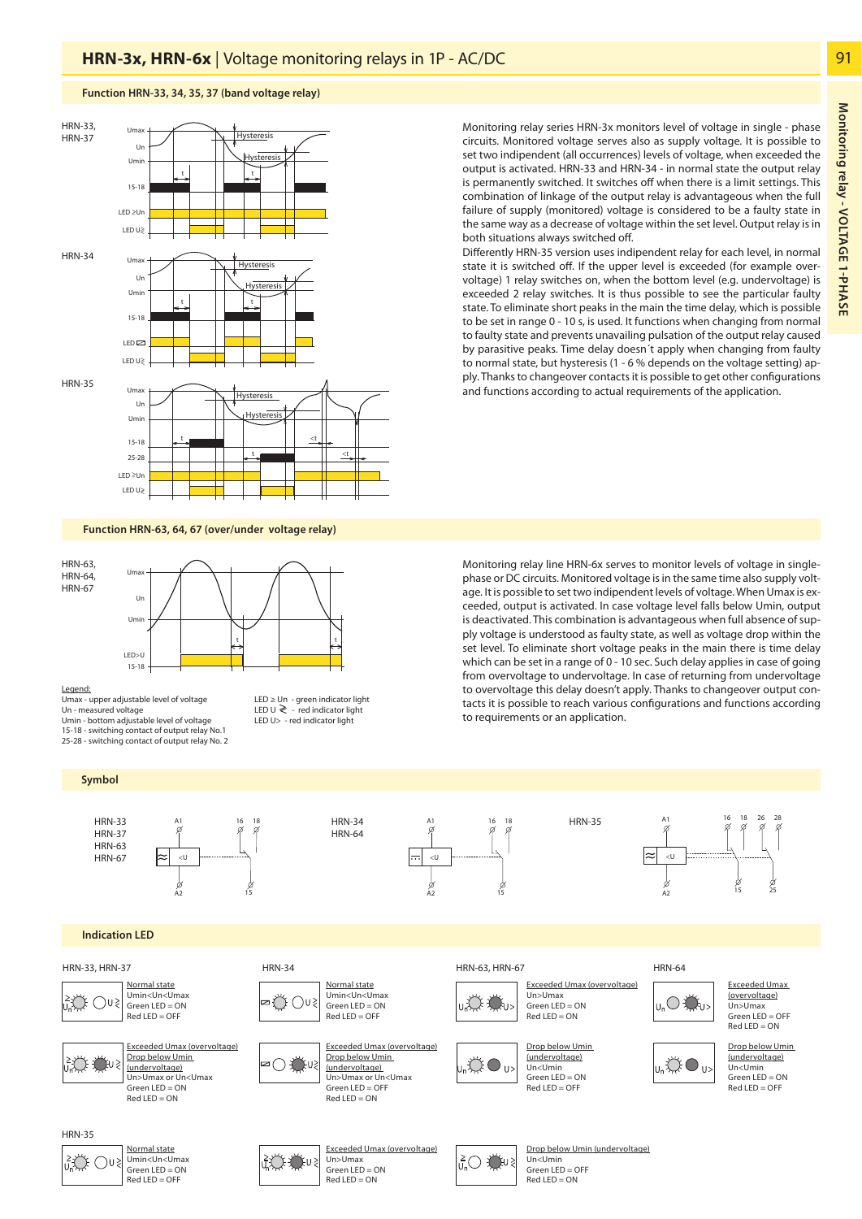# HRN-3x, HRN-6x | Voltage monitoring relays in 1P - AC/DC

## Function HRN-33, 34, 35, 37 (band voltage relay)

HRN-33, HRN-37

Umax
Un
Umin
Hysteresis
Hysteresis
t
t
15-18
LED ≥Un
LED U≷

HRN-34

Umax
Un
Umin
Hysteresis
Hysteresis
t
t
15-18
LED
LED U≷

HRN-35

Umax
Un
Umin
Hysteresis
Hysteresis
t
<t
15-18
t
<t
25-28
LED ≥Un
LED U≷

Monitoring relay series HRN-3x monitors level of voltage in single - phase circuits. Monitored voltage serves also as supply voltage. It is possible to set two indipendent (all occurrences) levels of voltage, when exceeded the output is activated. HRN-33 and HRN-34 - in normal state the output relay is permanently switched. It switches off when there is a limit settings. This combination of linkage of the output relay is advantageous when the full failure of supply (monitored) voltage is considered to be a faulty state in the same way as a decrease of voltage within the set level. Output relay is in both situations always switched off.

Differently HRN-35 version uses indipendent relay for each level, in normal state it is switched off. If the upper level is exceeded (for example overvoltage) 1 relay switches on, when the bottom level (e.g. undervoltage) is exceeded 2 relay switches. It is thus possible to see the particular faulty state. To eliminate short peaks in the main the time delay, which is possible to be set in range 0 - 10 s, is used. It functions when changing from normal to faulty state and prevents unavailing pulsation of the output relay caused by parasitive peaks. Time delay doesn´t apply when changing from faulty to normal state, but hysteresis (1 - 6 % depends on the voltage setting) apply. Thanks to changeover contacts it is possible to get other configurations and functions according to actual requirements of the application.

## Function HRN-63, 64, 67 (over/under voltage relay)

HRN-63, HRN-64, HRN-67

Umax
Un
Umin
t
t
LED>U
15-18

Legend:
Umax - upper adjustable level of voltage
Un - measured voltage
Umin - bottom adjustable level of voltage
15-18 - switching contact of output relay No.1
25-28 - switching contact of output relay No. 2

LED ≥ Un - green indicator light
LED U ≷ - red indicator light
LED U> - red indicator light

Monitoring relay line HRN-6x serves to monitor levels of voltage in single-phase or DC circuits. Monitored voltage is in the same time also supply voltage. It is possible to set two indipendent levels of voltage. When Umax is exceeded, output is activated. In case voltage level falls below Umin, output is deactivated. This combination is advantageous when full absence of supply voltage is understood as faulty state, as well as voltage drop within the set level. To eliminate short voltage peaks in the main there is time delay which can be set in a range of 0 - 10 sec. Such delay applies in case of going from overvoltage to undervoltage. In case of returning from undervoltage to overvoltage this delay doesn't apply. Thanks to changeover output contacts it is possible to reach various configurations and functions according to requirements or an application.

## Symbol

HRN-33, HRN-37, HRN-63, HRN-67: A1, A2, <U, 16, 18, 15

HRN-34, HRN-64: A1, A2, <U, 16, 18, 15

HRN-35: A1, A2, <U, 16, 18, 26, 28, 15, 25

## Indication LED

**HRN-33, HRN-37**

Normal state
Umin<Un<Umax
Green LED = ON
Red LED = OFF

Exceeded Umax (overvoltage)
Drop below Umin (undervoltage)
Un>Umax or Un<Umax
Green LED = ON
Red LED = ON

**HRN-34**

Normal state
Umin<Un<Umax
Green LED = ON
Red LED = OFF

Exceeded Umax (overvoltage)
Drop below Umin (undervoltage)
Un>Umax or Un<Umax
Green LED = OFF
Red LED = ON

**HRN-63, HRN-67**

Exceeded Umax (overvoltage)
Un>Umax
Green LED = ON
Red LED = ON

Drop below Umin (undervoltage)
Un<Umin
Green LED = ON
Red LED = OFF

**HRN-64**

Exceeded Umax (overvoltage)
Un>Umax
Green LED = OFF
Red LED = ON

Drop below Umin (undervoltage)
Un<Umin
Green LED = ON
Red LED = OFF

**HRN-35**

Normal state
Umin<Un<Umax
Green LED = ON
Red LED = OFF

Exceeded Umax (overvoltage)
Un>Umax
Green LED = ON
Red LED = ON

Drop below Umin (undervoltage)
Un<Umin
Green LED = OFF
Red LED = ON